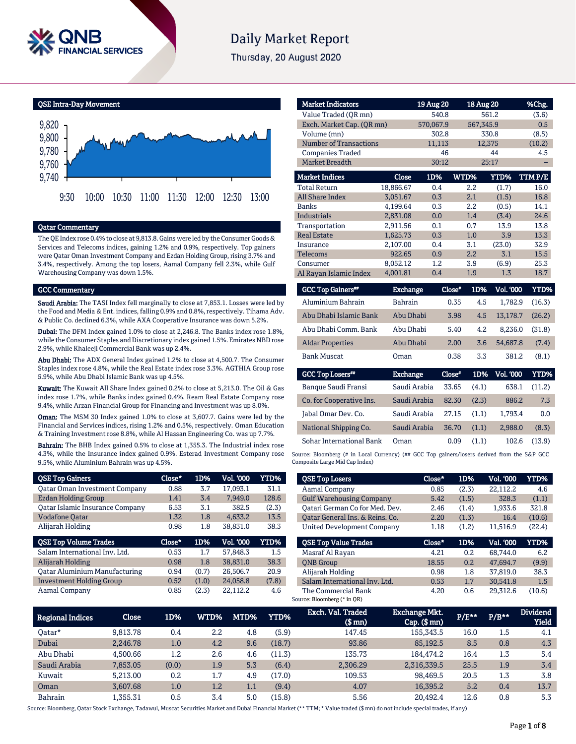# Daily Market Report

Thursday, 20 August 2020

## QSE Intra-Day Movement

9,820
9,800
9,780
9,760
9,740

9:30 10:00 10:30 11:00 11:30 12:00 12:30 13:00

## Qatar Commentary

The QE Index rose 0.4% to close at 9,813.8. Gains were led by the Consumer Goods & Services and Telecoms indices, gaining 1.2% and 0.9%, respectively. Top gainers were Qatar Oman Investment Company and Ezdan Holding Group, rising 3.7% and 3.4%, respectively. Among the top losers, Aamal Company fell 2.3%, while Gulf Warehousing Company was down 1.5%.

## GCC Commentary

**Saudi Arabia:** The TASI Index fell marginally to close at 7,853.1. Losses were led by the Food and Media & Ent. indices, falling 0.9% and 0.8%, respectively. Tihama Adv. & Public Co. declined 6.3%, while AXA Cooperative Insurance was down 5.2%.

**Dubai:** The DFM Index gained 1.0% to close at 2,246.8. The Banks index rose 1.8%, while the Consumer Staples and Discretionary index gained 1.5%. Emirates NBD rose 2.9%, while Khaleeji Commercial Bank was up 2.4%.

**Abu Dhabi:** The ADX General Index gained 1.2% to close at 4,500.7. The Consumer Staples index rose 4.8%, while the Real Estate index rose 3.3%. AGTHIA Group rose 5.9%, while Abu Dhabi Islamic Bank was up 4.5%.

**Kuwait:** The Kuwait All Share Index gained 0.2% to close at 5,213.0. The Oil & Gas index rose 1.7%, while Banks index gained 0.4%. Ream Real Estate Company rose 9.4%, while Arzan Financial Group for Financing and Investment was up 8.0%.

**Oman:** The MSM 30 Index gained 1.0% to close at 3,607.7. Gains were led by the Financial and Services indices, rising 1.2% and 0.5%, respectively. Oman Education & Training Investment rose 8.8%, while Al Hassan Engineering Co. was up 7.7%.

**Bahrain:** The BHB Index gained 0.5% to close at 1,355.3. The Industrial index rose 4.3%, while the Insurance index gained 0.9%. Esterad Investment Company rose 9.5%, while Aluminium Bahrain was up 4.5%.

| Market Indicators | 19 Aug 20 | 18 Aug 20 | %Chg. |
|---|---|---|---|
| Value Traded (QR mn) | 540.8 | 561.2 | (3.6) |
| Exch. Market Cap. (QR mn) | 570,067.9 | 567,345.9 | 0.5 |
| Volume (mn) | 302.8 | 330.8 | (8.5) |
| Number of Transactions | 11,113 | 12,375 | (10.2) |
| Companies Traded | 46 | 44 | 4.5 |
| Market Breadth | 30:12 | 25:17 | – |

| Market Indices | Close | 1D% | WTD% | YTD% | TTM P/E |
|---|---|---|---|---|---|
| Total Return | 18,866.67 | 0.4 | 2.2 | (1.7) | 16.0 |
| All Share Index | 3,051.67 | 0.3 | 2.1 | (1.5) | 16.8 |
| Banks | 4,199.64 | 0.3 | 2.2 | (0.5) | 14.1 |
| Industrials | 2,831.08 | 0.0 | 1.4 | (3.4) | 24.6 |
| Transportation | 2,911.56 | 0.1 | 0.7 | 13.9 | 13.8 |
| Real Estate | 1,625.73 | 0.3 | 1.0 | 3.9 | 13.3 |
| Insurance | 2,107.00 | 0.4 | 3.1 | (23.0) | 32.9 |
| Telecoms | 922.65 | 0.9 | 2.2 | 3.1 | 15.5 |
| Consumer | 8,052.12 | 1.2 | 3.9 | (6.9) | 25.3 |
| Al Rayan Islamic Index | 4,001.81 | 0.4 | 1.9 | 1.3 | 18.7 |

| GCC Top Gainers## | Exchange | Close# | 1D% | Vol. '000 | YTD% |
|---|---|---|---|---|---|
| Aluminium Bahrain | Bahrain | 0.35 | 4.5 | 1,782.9 | (16.3) |
| Abu Dhabi Islamic Bank | Abu Dhabi | 3.98 | 4.5 | 13,178.7 | (26.2) |
| Abu Dhabi Comm. Bank | Abu Dhabi | 5.40 | 4.2 | 8,236.0 | (31.8) |
| Aldar Properties | Abu Dhabi | 2.00 | 3.6 | 54,687.8 | (7.4) |
| Bank Muscat | Oman | 0.38 | 3.3 | 381.2 | (8.1) |

| GCC Top Losers## | Exchange | Close# | 1D% | Vol. '000 | YTD% |
|---|---|---|---|---|---|
| Banque Saudi Fransi | Saudi Arabia | 33.65 | (4.1) | 638.1 | (11.2) |
| Co. for Cooperative Ins. | Saudi Arabia | 82.30 | (2.3) | 886.2 | 7.3 |
| Jabal Omar Dev. Co. | Saudi Arabia | 27.15 | (1.1) | 1,793.4 | 0.0 |
| National Shipping Co. | Saudi Arabia | 36.70 | (1.1) | 2,988.0 | (8.3) |
| Sohar International Bank | Oman | 0.09 | (1.1) | 102.6 | (13.9) |

Source: Bloomberg (# in Local Currency) (## GCC Top gainers/losers derived from the S&P GCC Composite Large Mid Cap Index)

| QSE Top Gainers | Close* | 1D% | Vol. '000 | YTD% |
|---|---|---|---|---|
| Qatar Oman Investment Company | 0.88 | 3.7 | 17,093.1 | 31.1 |
| Ezdan Holding Group | 1.41 | 3.4 | 7,949.0 | 128.6 |
| Qatar Islamic Insurance Company | 6.53 | 3.1 | 382.5 | (2.3) |
| Vodafone Qatar | 1.32 | 1.8 | 4,633.2 | 13.5 |
| Alijarah Holding | 0.98 | 1.8 | 38,831.0 | 38.3 |

| QSE Top Volume Trades | Close* | 1D% | Vol. '000 | YTD% |
|---|---|---|---|---|
| Salam International Inv. Ltd. | 0.53 | 1.7 | 57,848.3 | 1.5 |
| Alijarah Holding | 0.98 | 1.8 | 38,831.0 | 38.3 |
| Qatar Aluminium Manufacturing | 0.94 | (0.7) | 26,506.7 | 20.9 |
| Investment Holding Group | 0.52 | (1.0) | 24,058.8 | (7.8) |
| Aamal Company | 0.85 | (2.3) | 22,112.2 | 4.6 |

| QSE Top Losers | Close* | 1D% | Vol. '000 | YTD% |
|---|---|---|---|---|
| Aamal Company | 0.85 | (2.3) | 22,112.2 | 4.6 |
| Gulf Warehousing Company | 5.42 | (1.5) | 328.3 | (1.1) |
| Qatari German Co for Med. Dev. | 2.46 | (1.4) | 1,933.6 | 321.8 |
| Qatar General Ins. & Reins. Co. | 2.20 | (1.3) | 16.4 | (10.6) |
| United Development Company | 1.18 | (1.2) | 11,516.9 | (22.4) |

| QSE Top Value Trades | Close* | 1D% | Val. '000 | YTD% |
|---|---|---|---|---|
| Masraf Al Rayan | 4.21 | 0.2 | 68,744.0 | 6.2 |
| QNB Group | 18.55 | 0.2 | 47,694.7 | (9.9) |
| Alijarah Holding | 0.98 | 1.8 | 37,819.0 | 38.3 |
| Salam International Inv. Ltd. | 0.53 | 1.7 | 30,541.8 | 1.5 |
| The Commercial Bank | 4.20 | 0.6 | 29,312.6 | (10.6) |

Source: Bloomberg (* in QR)

| Regional Indices | Close | 1D% | WTD% | MTD% | YTD% | Exch. Val. Traded ($ mn) | Exchange Mkt. Cap. ($ mn) | P/E** | P/B** | Dividend Yield |
|---|---|---|---|---|---|---|---|---|---|---|
| Qatar* | 9,813.78 | 0.4 | 2.2 | 4.8 | (5.9) | 147.45 | 155,343.5 | 16.0 | 1.5 | 4.1 |
| Dubai | 2,246.78 | 1.0 | 4.2 | 9.6 | (18.7) | 93.86 | 85,192.5 | 8.5 | 0.8 | 4.3 |
| Abu Dhabi | 4,500.66 | 1.2 | 2.6 | 4.6 | (11.3) | 135.73 | 184,474.2 | 16.4 | 1.3 | 5.4 |
| Saudi Arabia | 7,853.05 | (0.0) | 1.9 | 5.3 | (6.4) | 2,306.29 | 2,316,339.5 | 25.5 | 1.9 | 3.4 |
| Kuwait | 5,213.00 | 0.2 | 1.7 | 4.9 | (17.0) | 109.53 | 98,469.5 | 20.5 | 1.3 | 3.8 |
| Oman | 3,607.68 | 1.0 | 1.2 | 1.1 | (9.4) | 4.07 | 16,395.2 | 5.2 | 0.4 | 13.7 |
| Bahrain | 1,355.31 | 0.5 | 3.4 | 5.0 | (15.8) | 5.56 | 20,492.4 | 12.6 | 0.8 | 5.3 |

Source: Bloomberg, Qatar Stock Exchange, Tadawul, Muscat Securities Market and Dubai Financial Market (** TTM; * Value traded ($ mn) do not include special trades, if any)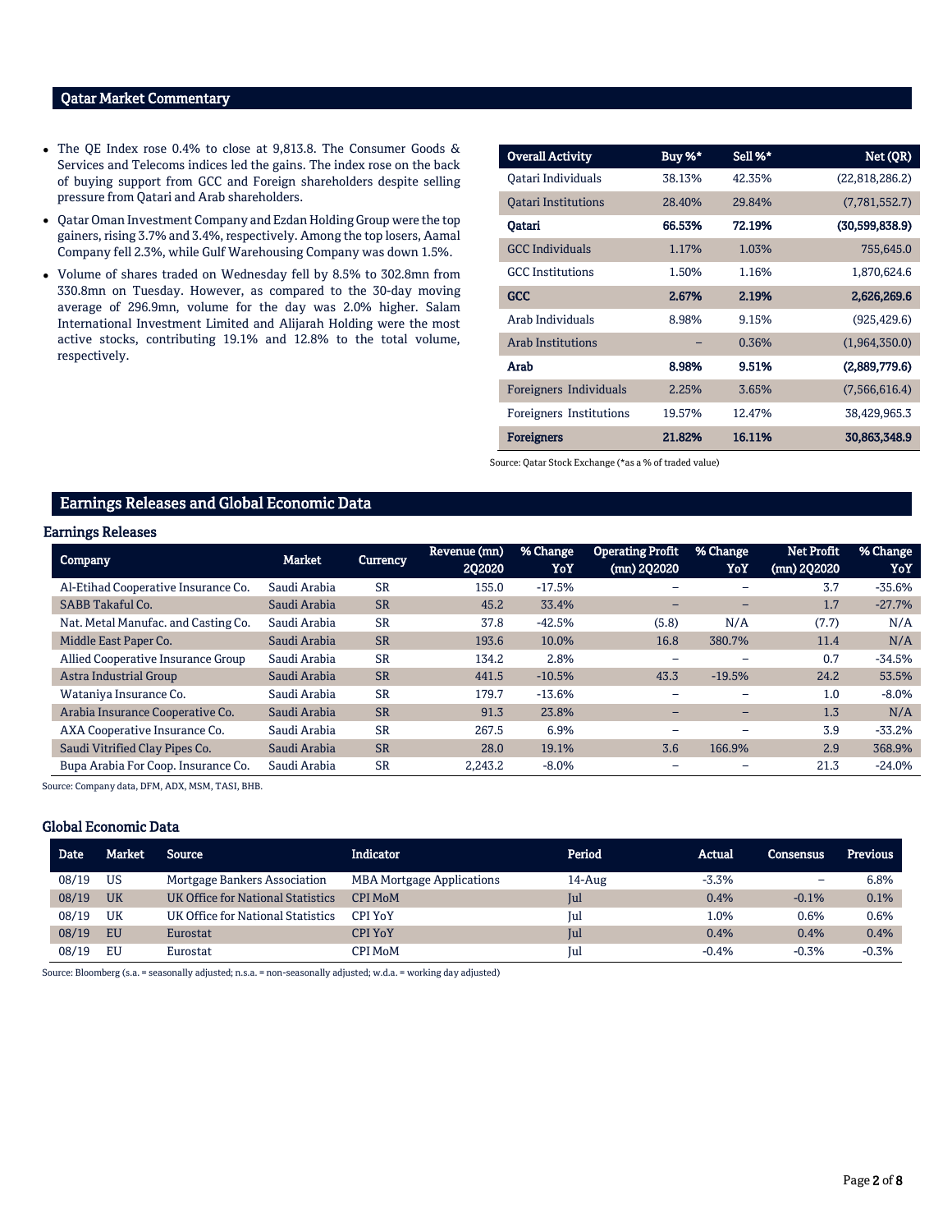## Qatar Market Commentary

- The QE Index rose 0.4% to close at 9,813.8. The Consumer Goods & Services and Telecoms indices led the gains. The index rose on the back of buying support from GCC and Foreign shareholders despite selling pressure from Qatari and Arab shareholders.
- Qatar Oman Investment Company and Ezdan Holding Group were the top gainers, rising 3.7% and 3.4%, respectively. Among the top losers, Aamal Company fell 2.3%, while Gulf Warehousing Company was down 1.5%.
- Volume of shares traded on Wednesday fell by 8.5% to 302.8mn from 330.8mn on Tuesday. However, as compared to the 30-day moving average of 296.9mn, volume for the day was 2.0% higher. Salam International Investment Limited and Alijarah Holding were the most active stocks, contributing 19.1% and 12.8% to the total volume, respectively.

| Overall Activity | Buy %* | Sell %* | Net (QR) |
|---|---|---|---|
| Qatari Individuals | 38.13% | 42.35% | (22,818,286.2) |
| Qatari Institutions | 28.40% | 29.84% | (7,781,552.7) |
| **Qatari** | **66.53%** | **72.19%** | **(30,599,838.9)** |
| GCC Individuals | 1.17% | 1.03% | 755,645.0 |
| GCC Institutions | 1.50% | 1.16% | 1,870,624.6 |
| **GCC** | **2.67%** | **2.19%** | **2,626,269.6** |
| Arab Individuals | 8.98% | 9.15% | (925,429.6) |
| Arab Institutions | – | 0.36% | (1,964,350.0) |
| **Arab** | **8.98%** | **9.51%** | **(2,889,779.6)** |
| Foreigners Individuals | 2.25% | 3.65% | (7,566,616.4) |
| Foreigners Institutions | 19.57% | 12.47% | 38,429,965.3 |
| **Foreigners** | **21.82%** | **16.11%** | **30,863,348.9** |

Source: Qatar Stock Exchange (*as a % of traded value)

## Earnings Releases and Global Economic Data

### Earnings Releases

| Company | Market | Currency | Revenue (mn) 2Q2020 | % Change YoY | Operating Profit (mn) 2Q2020 | % Change YoY | Net Profit (mn) 2Q2020 | % Change YoY |
|---|---|---|---|---|---|---|---|---|
| Al-Etihad Cooperative Insurance Co. | Saudi Arabia | SR | 155.0 | -17.5% | – | – | 3.7 | -35.6% |
| SABB Takaful Co. | Saudi Arabia | SR | 45.2 | 33.4% | – | – | 1.7 | -27.7% |
| Nat. Metal Manufac. and Casting Co. | Saudi Arabia | SR | 37.8 | -42.5% | (5.8) | N/A | (7.7) | N/A |
| Middle East Paper Co. | Saudi Arabia | SR | 193.6 | 10.0% | 16.8 | 380.7% | 11.4 | N/A |
| Allied Cooperative Insurance Group | Saudi Arabia | SR | 134.2 | 2.8% | – | – | 0.7 | -34.5% |
| Astra Industrial Group | Saudi Arabia | SR | 441.5 | -10.5% | 43.3 | -19.5% | 24.2 | 53.5% |
| Wataniya Insurance Co. | Saudi Arabia | SR | 179.7 | -13.6% | – | – | 1.0 | -8.0% |
| Arabia Insurance Cooperative Co. | Saudi Arabia | SR | 91.3 | 23.8% | – | – | 1.3 | N/A |
| AXA Cooperative Insurance Co. | Saudi Arabia | SR | 267.5 | 6.9% | – | – | 3.9 | -33.2% |
| Saudi Vitrified Clay Pipes Co. | Saudi Arabia | SR | 28.0 | 19.1% | 3.6 | 166.9% | 2.9 | 368.9% |
| Bupa Arabia For Coop. Insurance Co. | Saudi Arabia | SR | 2,243.2 | -8.0% | – | – | 21.3 | -24.0% |

Source: Company data, DFM, ADX, MSM, TASI, BHB.

### Global Economic Data

| Date | Market | Source | Indicator | Period | Actual | Consensus | Previous |
|---|---|---|---|---|---|---|---|
| 08/19 | US | Mortgage Bankers Association | MBA Mortgage Applications | 14-Aug | -3.3% | – | 6.8% |
| 08/19 | UK | UK Office for National Statistics | CPI MoM | Jul | 0.4% | -0.1% | 0.1% |
| 08/19 | UK | UK Office for National Statistics | CPI YoY | Jul | 1.0% | 0.6% | 0.6% |
| 08/19 | EU | Eurostat | CPI YoY | Jul | 0.4% | 0.4% | 0.4% |
| 08/19 | EU | Eurostat | CPI MoM | Jul | -0.4% | -0.3% | -0.3% |

Source: Bloomberg (s.a. = seasonally adjusted; n.s.a. = non-seasonally adjusted; w.d.a. = working day adjusted)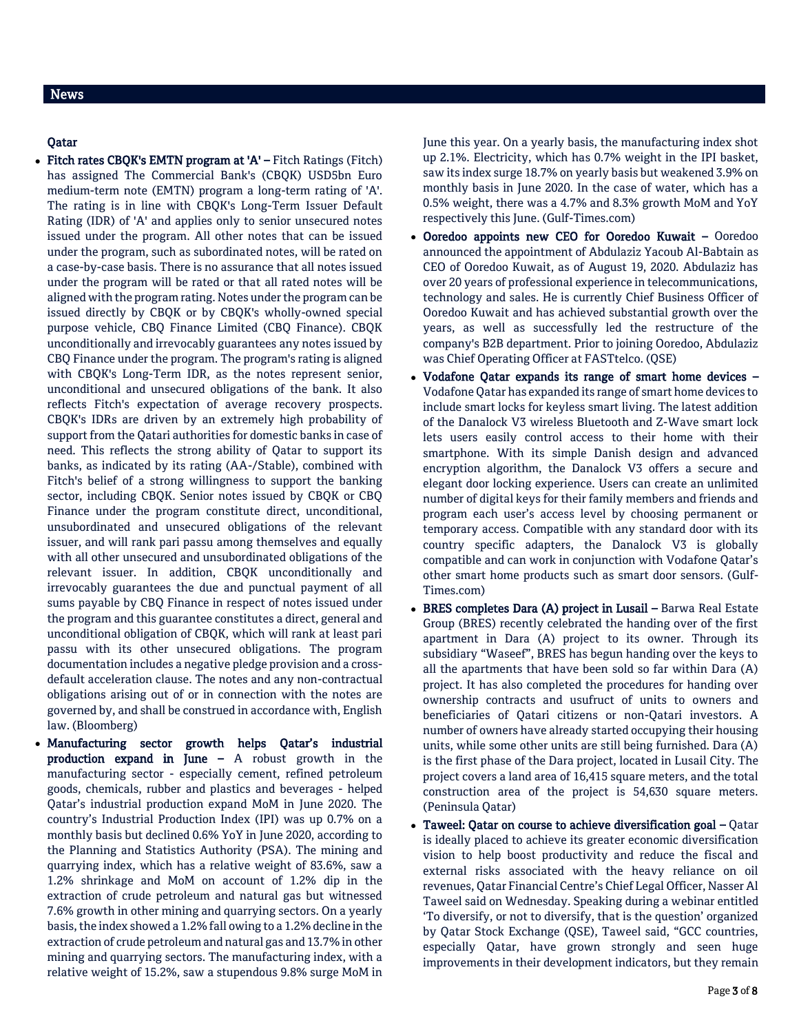## News

### Qatar

- **Fitch rates CBQK's EMTN program at 'A' –** Fitch Ratings (Fitch) has assigned The Commercial Bank's (CBQK) USD5bn Euro medium-term note (EMTN) program a long-term rating of 'A'. The rating is in line with CBQK's Long-Term Issuer Default Rating (IDR) of 'A' and applies only to senior unsecured notes issued under the program. All other notes that can be issued under the program, such as subordinated notes, will be rated on a case-by-case basis. There is no assurance that all notes issued under the program will be rated or that all rated notes will be aligned with the program rating. Notes under the program can be issued directly by CBQK or by CBQK's wholly-owned special purpose vehicle, CBQ Finance Limited (CBQ Finance). CBQK unconditionally and irrevocably guarantees any notes issued by CBQ Finance under the program. The program's rating is aligned with CBQK's Long-Term IDR, as the notes represent senior, unconditional and unsecured obligations of the bank. It also reflects Fitch's expectation of average recovery prospects. CBQK's IDRs are driven by an extremely high probability of support from the Qatari authorities for domestic banks in case of need. This reflects the strong ability of Qatar to support its banks, as indicated by its rating (AA-/Stable), combined with Fitch's belief of a strong willingness to support the banking sector, including CBQK. Senior notes issued by CBQK or CBQ Finance under the program constitute direct, unconditional, unsubordinated and unsecured obligations of the relevant issuer, and will rank pari passu among themselves and equally with all other unsecured and unsubordinated obligations of the relevant issuer. In addition, CBQK unconditionally and irrevocably guarantees the due and punctual payment of all sums payable by CBQ Finance in respect of notes issued under the program and this guarantee constitutes a direct, general and unconditional obligation of CBQK, which will rank at least pari passu with its other unsecured obligations. The program documentation includes a negative pledge provision and a cross-default acceleration clause. The notes and any non-contractual obligations arising out of or in connection with the notes are governed by, and shall be construed in accordance with, English law. (Bloomberg)
- **Manufacturing sector growth helps Qatar's industrial production expand in June –** A robust growth in the manufacturing sector - especially cement, refined petroleum goods, chemicals, rubber and plastics and beverages - helped Qatar's industrial production expand MoM in June 2020. The country's Industrial Production Index (IPI) was up 0.7% on a monthly basis but declined 0.6% YoY in June 2020, according to the Planning and Statistics Authority (PSA). The mining and quarrying index, which has a relative weight of 83.6%, saw a 1.2% shrinkage and MoM on account of 1.2% dip in the extraction of crude petroleum and natural gas but witnessed 7.6% growth in other mining and quarrying sectors. On a yearly basis, the index showed a 1.2% fall owing to a 1.2% decline in the extraction of crude petroleum and natural gas and 13.7% in other mining and quarrying sectors. The manufacturing index, with a relative weight of 15.2%, saw a stupendous 9.8% surge MoM in June this year. On a yearly basis, the manufacturing index shot up 2.1%. Electricity, which has 0.7% weight in the IPI basket, saw its index surge 18.7% on yearly basis but weakened 3.9% on monthly basis in June 2020. In the case of water, which has a 0.5% weight, there was a 4.7% and 8.3% growth MoM and YoY respectively this June. (Gulf-Times.com)
- **Ooredoo appoints new CEO for Ooredoo Kuwait –** Ooredoo announced the appointment of Abdulaziz Yacoub Al-Babtain as CEO of Ooredoo Kuwait, as of August 19, 2020. Abdulaziz has over 20 years of professional experience in telecommunications, technology and sales. He is currently Chief Business Officer of Ooredoo Kuwait and has achieved substantial growth over the years, as well as successfully led the restructure of the company's B2B department. Prior to joining Ooredoo, Abdulaziz was Chief Operating Officer at FASTtelco. (QSE)
- **Vodafone Qatar expands its range of smart home devices –** Vodafone Qatar has expanded its range of smart home devices to include smart locks for keyless smart living. The latest addition of the Danalock V3 wireless Bluetooth and Z-Wave smart lock lets users easily control access to their home with their smartphone. With its simple Danish design and advanced encryption algorithm, the Danalock V3 offers a secure and elegant door locking experience. Users can create an unlimited number of digital keys for their family members and friends and program each user's access level by choosing permanent or temporary access. Compatible with any standard door with its country specific adapters, the Danalock V3 is globally compatible and can work in conjunction with Vodafone Qatar's other smart home products such as smart door sensors. (Gulf-Times.com)
- **BRES completes Dara (A) project in Lusail –** Barwa Real Estate Group (BRES) recently celebrated the handing over of the first apartment in Dara (A) project to its owner. Through its subsidiary "Waseef", BRES has begun handing over the keys to all the apartments that have been sold so far within Dara (A) project. It has also completed the procedures for handing over ownership contracts and usufruct of units to owners and beneficiaries of Qatari citizens or non-Qatari investors. A number of owners have already started occupying their housing units, while some other units are still being furnished. Dara (A) is the first phase of the Dara project, located in Lusail City. The project covers a land area of 16,415 square meters, and the total construction area of the project is 54,630 square meters. (Peninsula Qatar)
- **Taweel: Qatar on course to achieve diversification goal –** Qatar is ideally placed to achieve its greater economic diversification vision to help boost productivity and reduce the fiscal and external risks associated with the heavy reliance on oil revenues, Qatar Financial Centre's Chief Legal Officer, Nasser Al Taweel said on Wednesday. Speaking during a webinar entitled 'To diversify, or not to diversify, that is the question' organized by Qatar Stock Exchange (QSE), Taweel said, "GCC countries, especially Qatar, have grown strongly and seen huge improvements in their development indicators, but they remain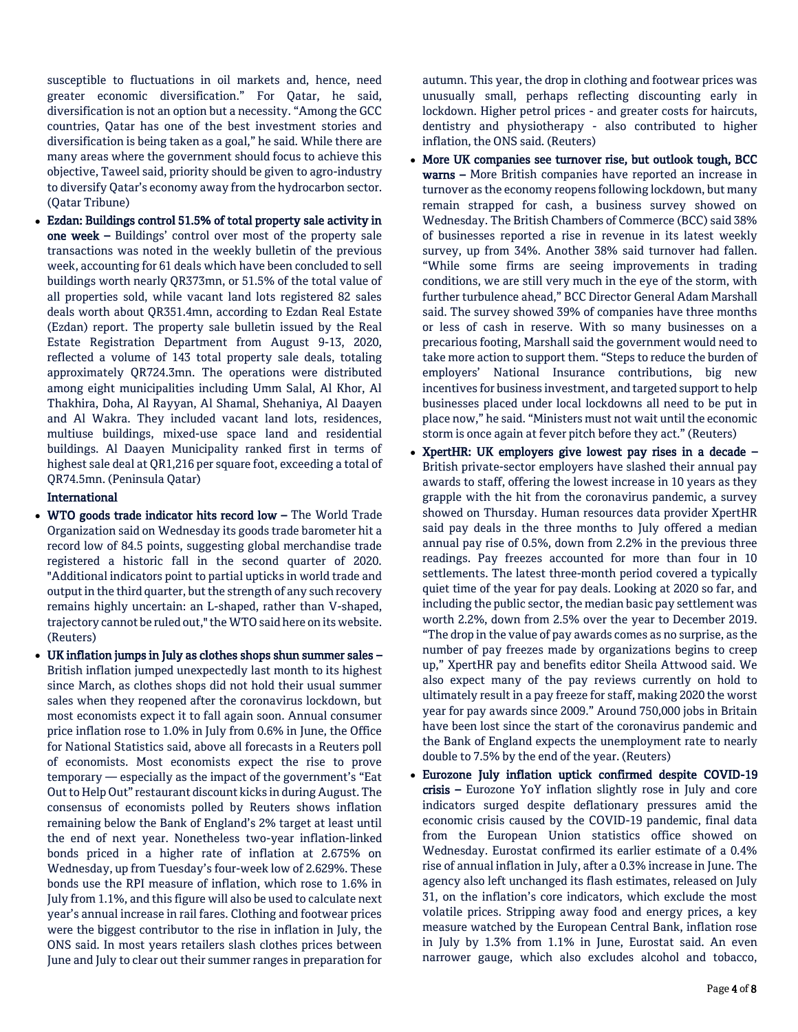susceptible to fluctuations in oil markets and, hence, need greater economic diversification." For Qatar, he said, diversification is not an option but a necessity. "Among the GCC countries, Qatar has one of the best investment stories and diversification is being taken as a goal," he said. While there are many areas where the government should focus to achieve this objective, Taweel said, priority should be given to agro-industry to diversify Qatar's economy away from the hydrocarbon sector. (Qatar Tribune)

- **Ezdan: Buildings control 51.5% of total property sale activity in one week –** Buildings' control over most of the property sale transactions was noted in the weekly bulletin of the previous week, accounting for 61 deals which have been concluded to sell buildings worth nearly QR373mn, or 51.5% of the total value of all properties sold, while vacant land lots registered 82 sales deals worth about QR351.4mn, according to Ezdan Real Estate (Ezdan) report. The property sale bulletin issued by the Real Estate Registration Department from August 9-13, 2020, reflected a volume of 143 total property sale deals, totaling approximately QR724.3mn. The operations were distributed among eight municipalities including Umm Salal, Al Khor, Al Thakhira, Doha, Al Rayyan, Al Shamal, Shehaniya, Al Daayen and Al Wakra. They included vacant land lots, residences, multiuse buildings, mixed-use space land and residential buildings. Al Daayen Municipality ranked first in terms of highest sale deal at QR1,216 per square foot, exceeding a total of QR74.5mn. (Peninsula Qatar)

**International**

- **WTO goods trade indicator hits record low –** The World Trade Organization said on Wednesday its goods trade barometer hit a record low of 84.5 points, suggesting global merchandise trade registered a historic fall in the second quarter of 2020. "Additional indicators point to partial upticks in world trade and output in the third quarter, but the strength of any such recovery remains highly uncertain: an L-shaped, rather than V-shaped, trajectory cannot be ruled out," the WTO said here on its website. (Reuters)
- **UK inflation jumps in July as clothes shops shun summer sales –** British inflation jumped unexpectedly last month to its highest since March, as clothes shops did not hold their usual summer sales when they reopened after the coronavirus lockdown, but most economists expect it to fall again soon. Annual consumer price inflation rose to 1.0% in July from 0.6% in June, the Office for National Statistics said, above all forecasts in a Reuters poll of economists. Most economists expect the rise to prove temporary — especially as the impact of the government's "Eat Out to Help Out" restaurant discount kicks in during August. The consensus of economists polled by Reuters shows inflation remaining below the Bank of England's 2% target at least until the end of next year. Nonetheless two-year inflation-linked bonds priced in a higher rate of inflation at 2.675% on Wednesday, up from Tuesday's four-week low of 2.629%. These bonds use the RPI measure of inflation, which rose to 1.6% in July from 1.1%, and this figure will also be used to calculate next year's annual increase in rail fares. Clothing and footwear prices were the biggest contributor to the rise in inflation in July, the ONS said. In most years retailers slash clothes prices between June and July to clear out their summer ranges in preparation for autumn. This year, the drop in clothing and footwear prices was unusually small, perhaps reflecting discounting early in lockdown. Higher petrol prices - and greater costs for haircuts, dentistry and physiotherapy - also contributed to higher inflation, the ONS said. (Reuters)
- **More UK companies see turnover rise, but outlook tough, BCC warns –** More British companies have reported an increase in turnover as the economy reopens following lockdown, but many remain strapped for cash, a business survey showed on Wednesday. The British Chambers of Commerce (BCC) said 38% of businesses reported a rise in revenue in its latest weekly survey, up from 34%. Another 38% said turnover had fallen. "While some firms are seeing improvements in trading conditions, we are still very much in the eye of the storm, with further turbulence ahead," BCC Director General Adam Marshall said. The survey showed 39% of companies have three months or less of cash in reserve. With so many businesses on a precarious footing, Marshall said the government would need to take more action to support them. "Steps to reduce the burden of employers' National Insurance contributions, big new incentives for business investment, and targeted support to help businesses placed under local lockdowns all need to be put in place now," he said. "Ministers must not wait until the economic storm is once again at fever pitch before they act." (Reuters)
- **XpertHR: UK employers give lowest pay rises in a decade –** British private-sector employers have slashed their annual pay awards to staff, offering the lowest increase in 10 years as they grapple with the hit from the coronavirus pandemic, a survey showed on Thursday. Human resources data provider XpertHR said pay deals in the three months to July offered a median annual pay rise of 0.5%, down from 2.2% in the previous three readings. Pay freezes accounted for more than four in 10 settlements. The latest three-month period covered a typically quiet time of the year for pay deals. Looking at 2020 so far, and including the public sector, the median basic pay settlement was worth 2.2%, down from 2.5% over the year to December 2019. "The drop in the value of pay awards comes as no surprise, as the number of pay freezes made by organizations begins to creep up," XpertHR pay and benefits editor Sheila Attwood said. We also expect many of the pay reviews currently on hold to ultimately result in a pay freeze for staff, making 2020 the worst year for pay awards since 2009." Around 750,000 jobs in Britain have been lost since the start of the coronavirus pandemic and the Bank of England expects the unemployment rate to nearly double to 7.5% by the end of the year. (Reuters)
- **Eurozone July inflation uptick confirmed despite COVID-19 crisis –** Eurozone YoY inflation slightly rose in July and core indicators surged despite deflationary pressures amid the economic crisis caused by the COVID-19 pandemic, final data from the European Union statistics office showed on Wednesday. Eurostat confirmed its earlier estimate of a 0.4% rise of annual inflation in July, after a 0.3% increase in June. The agency also left unchanged its flash estimates, released on July 31, on the inflation's core indicators, which exclude the most volatile prices. Stripping away food and energy prices, a key measure watched by the European Central Bank, inflation rose in July by 1.3% from 1.1% in June, Eurostat said. An even narrower gauge, which also excludes alcohol and tobacco,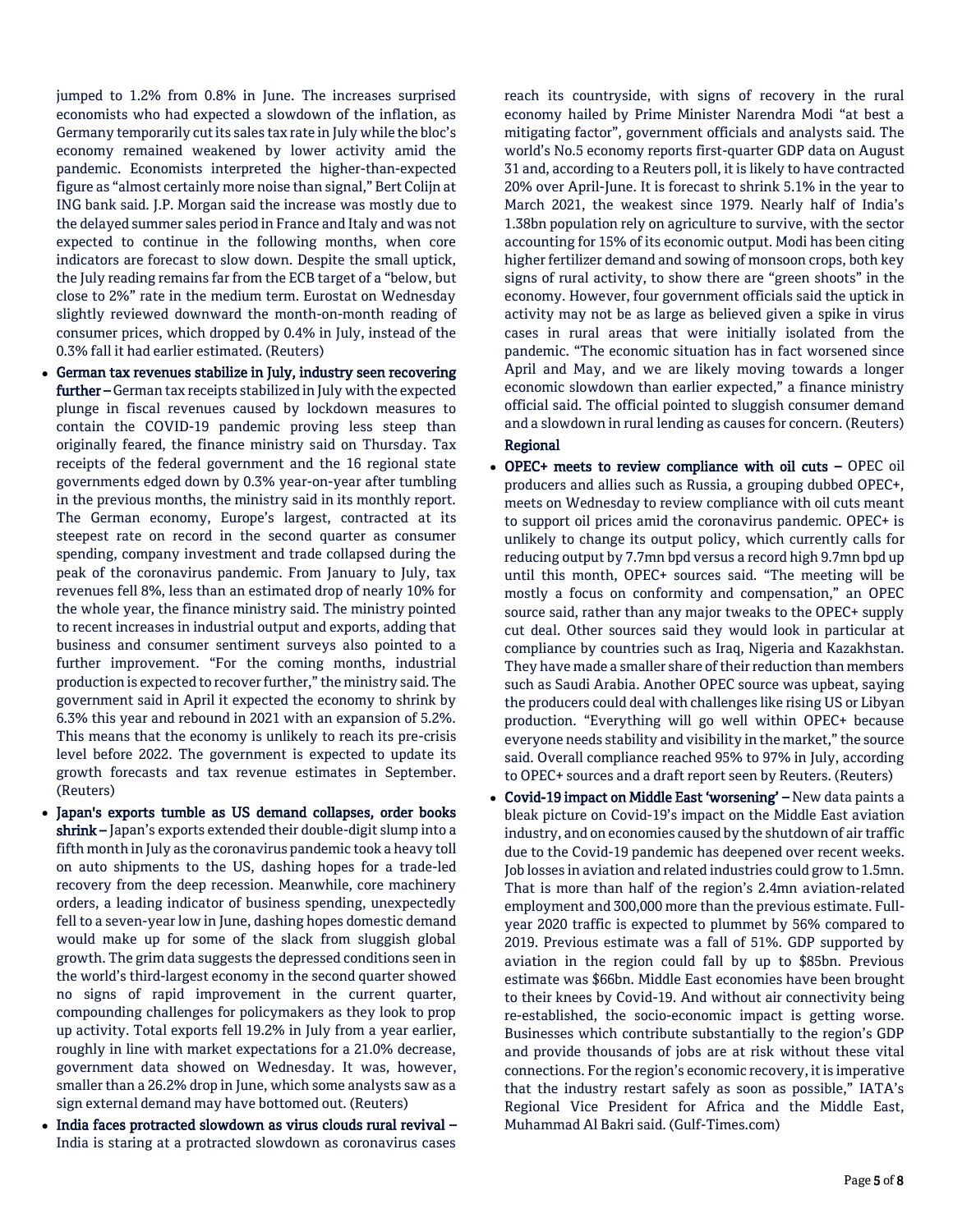jumped to 1.2% from 0.8% in June. The increases surprised economists who had expected a slowdown of the inflation, as Germany temporarily cut its sales tax rate in July while the bloc's economy remained weakened by lower activity amid the pandemic. Economists interpreted the higher-than-expected figure as "almost certainly more noise than signal," Bert Colijn at ING bank said. J.P. Morgan said the increase was mostly due to the delayed summer sales period in France and Italy and was not expected to continue in the following months, when core indicators are forecast to slow down. Despite the small uptick, the July reading remains far from the ECB target of a "below, but close to 2%" rate in the medium term. Eurostat on Wednesday slightly reviewed downward the month-on-month reading of consumer prices, which dropped by 0.4% in July, instead of the 0.3% fall it had earlier estimated. (Reuters)

- **German tax revenues stabilize in July, industry seen recovering further –** German tax receipts stabilized in July with the expected plunge in fiscal revenues caused by lockdown measures to contain the COVID-19 pandemic proving less steep than originally feared, the finance ministry said on Thursday. Tax receipts of the federal government and the 16 regional state governments edged down by 0.3% year-on-year after tumbling in the previous months, the ministry said in its monthly report. The German economy, Europe's largest, contracted at its steepest rate on record in the second quarter as consumer spending, company investment and trade collapsed during the peak of the coronavirus pandemic. From January to July, tax revenues fell 8%, less than an estimated drop of nearly 10% for the whole year, the finance ministry said. The ministry pointed to recent increases in industrial output and exports, adding that business and consumer sentiment surveys also pointed to a further improvement. "For the coming months, industrial production is expected to recover further," the ministry said. The government said in April it expected the economy to shrink by 6.3% this year and rebound in 2021 with an expansion of 5.2%. This means that the economy is unlikely to reach its pre-crisis level before 2022. The government is expected to update its growth forecasts and tax revenue estimates in September. (Reuters)
- **Japan's exports tumble as US demand collapses, order books shrink –** Japan's exports extended their double-digit slump into a fifth month in July as the coronavirus pandemic took a heavy toll on auto shipments to the US, dashing hopes for a trade-led recovery from the deep recession. Meanwhile, core machinery orders, a leading indicator of business spending, unexpectedly fell to a seven-year low in June, dashing hopes domestic demand would make up for some of the slack from sluggish global growth. The grim data suggests the depressed conditions seen in the world's third-largest economy in the second quarter showed no signs of rapid improvement in the current quarter, compounding challenges for policymakers as they look to prop up activity. Total exports fell 19.2% in July from a year earlier, roughly in line with market expectations for a 21.0% decrease, government data showed on Wednesday. It was, however, smaller than a 26.2% drop in June, which some analysts saw as a sign external demand may have bottomed out. (Reuters)
- **India faces protracted slowdown as virus clouds rural revival –** India is staring at a protracted slowdown as coronavirus cases reach its countryside, with signs of recovery in the rural economy hailed by Prime Minister Narendra Modi "at best a mitigating factor", government officials and analysts said. The world's No.5 economy reports first-quarter GDP data on August 31 and, according to a Reuters poll, it is likely to have contracted 20% over April-June. It is forecast to shrink 5.1% in the year to March 2021, the weakest since 1979. Nearly half of India's 1.38bn population rely on agriculture to survive, with the sector accounting for 15% of its economic output. Modi has been citing higher fertilizer demand and sowing of monsoon crops, both key signs of rural activity, to show there are "green shoots" in the economy. However, four government officials said the uptick in activity may not be as large as believed given a spike in virus cases in rural areas that were initially isolated from the pandemic. "The economic situation has in fact worsened since April and May, and we are likely moving towards a longer economic slowdown than earlier expected," a finance ministry official said. The official pointed to sluggish consumer demand and a slowdown in rural lending as causes for concern. (Reuters)

**Regional**

- **OPEC+ meets to review compliance with oil cuts –** OPEC oil producers and allies such as Russia, a grouping dubbed OPEC+, meets on Wednesday to review compliance with oil cuts meant to support oil prices amid the coronavirus pandemic. OPEC+ is unlikely to change its output policy, which currently calls for reducing output by 7.7mn bpd versus a record high 9.7mn bpd up until this month, OPEC+ sources said. "The meeting will be mostly a focus on conformity and compensation," an OPEC source said, rather than any major tweaks to the OPEC+ supply cut deal. Other sources said they would look in particular at compliance by countries such as Iraq, Nigeria and Kazakhstan. They have made a smaller share of their reduction than members such as Saudi Arabia. Another OPEC source was upbeat, saying the producers could deal with challenges like rising US or Libyan production. "Everything will go well within OPEC+ because everyone needs stability and visibility in the market," the source said. Overall compliance reached 95% to 97% in July, according to OPEC+ sources and a draft report seen by Reuters. (Reuters)
- **Covid-19 impact on Middle East 'worsening' –** New data paints a bleak picture on Covid-19's impact on the Middle East aviation industry, and on economies caused by the shutdown of air traffic due to the Covid-19 pandemic has deepened over recent weeks. Job losses in aviation and related industries could grow to 1.5mn. That is more than half of the region's 2.4mn aviation-related employment and 300,000 more than the previous estimate. Full-year 2020 traffic is expected to plummet by 56% compared to 2019. Previous estimate was a fall of 51%. GDP supported by aviation in the region could fall by up to \$85bn. Previous estimate was \$66bn. Middle East economies have been brought to their knees by Covid-19. And without air connectivity being re-established, the socio-economic impact is getting worse. Businesses which contribute substantially to the region's GDP and provide thousands of jobs are at risk without these vital connections. For the region's economic recovery, it is imperative that the industry restart safely as soon as possible," IATA's Regional Vice President for Africa and the Middle East, Muhammad Al Bakri said. (Gulf-Times.com)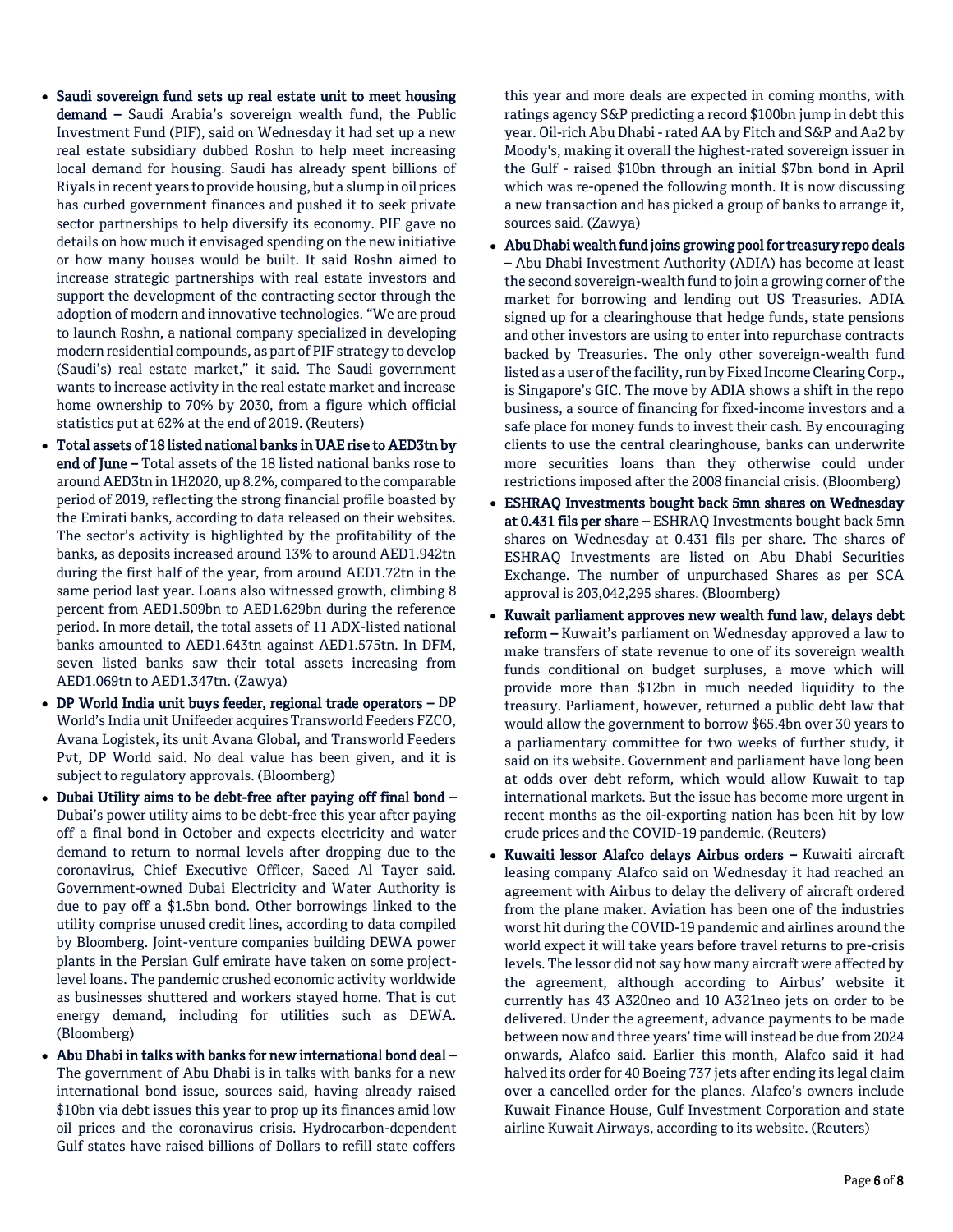- **Saudi sovereign fund sets up real estate unit to meet housing demand –** Saudi Arabia's sovereign wealth fund, the Public Investment Fund (PIF), said on Wednesday it had set up a new real estate subsidiary dubbed Roshn to help meet increasing local demand for housing. Saudi has already spent billions of Riyals in recent years to provide housing, but a slump in oil prices has curbed government finances and pushed it to seek private sector partnerships to help diversify its economy. PIF gave no details on how much it envisaged spending on the new initiative or how many houses would be built. It said Roshn aimed to increase strategic partnerships with real estate investors and support the development of the contracting sector through the adoption of modern and innovative technologies. "We are proud to launch Roshn, a national company specialized in developing modern residential compounds, as part of PIF strategy to develop (Saudi's) real estate market," it said. The Saudi government wants to increase activity in the real estate market and increase home ownership to 70% by 2030, from a figure which official statistics put at 62% at the end of 2019. (Reuters)
- **Total assets of 18 listed national banks in UAE rise to AED3tn by end of June –** Total assets of the 18 listed national banks rose to around AED3tn in 1H2020, up 8.2%, compared to the comparable period of 2019, reflecting the strong financial profile boasted by the Emirati banks, according to data released on their websites. The sector's activity is highlighted by the profitability of the banks, as deposits increased around 13% to around AED1.942tn during the first half of the year, from around AED1.72tn in the same period last year. Loans also witnessed growth, climbing 8 percent from AED1.509bn to AED1.629bn during the reference period. In more detail, the total assets of 11 ADX-listed national banks amounted to AED1.643tn against AED1.575tn. In DFM, seven listed banks saw their total assets increasing from AED1.069tn to AED1.347tn. (Zawya)
- **DP World India unit buys feeder, regional trade operators –** DP World's India unit Unifeeder acquires Transworld Feeders FZCO, Avana Logistek, its unit Avana Global, and Transworld Feeders Pvt, DP World said. No deal value has been given, and it is subject to regulatory approvals. (Bloomberg)
- **Dubai Utility aims to be debt-free after paying off final bond –** Dubai's power utility aims to be debt-free this year after paying off a final bond in October and expects electricity and water demand to return to normal levels after dropping due to the coronavirus, Chief Executive Officer, Saeed Al Tayer said. Government-owned Dubai Electricity and Water Authority is due to pay off a $1.5bn bond. Other borrowings linked to the utility comprise unused credit lines, according to data compiled by Bloomberg. Joint-venture companies building DEWA power plants in the Persian Gulf emirate have taken on some project-level loans. The pandemic crushed economic activity worldwide as businesses shuttered and workers stayed home. That is cut energy demand, including for utilities such as DEWA. (Bloomberg)
- **Abu Dhabi in talks with banks for new international bond deal –** The government of Abu Dhabi is in talks with banks for a new international bond issue, sources said, having already raised $10bn via debt issues this year to prop up its finances amid low oil prices and the coronavirus crisis. Hydrocarbon-dependent Gulf states have raised billions of Dollars to refill state coffers this year and more deals are expected in coming months, with ratings agency S&P predicting a record $100bn jump in debt this year. Oil-rich Abu Dhabi - rated AA by Fitch and S&P and Aa2 by Moody's, making it overall the highest-rated sovereign issuer in the Gulf - raised $10bn through an initial $7bn bond in April which was re-opened the following month. It is now discussing a new transaction and has picked a group of banks to arrange it, sources said. (Zawya)
- **Abu Dhabi wealth fund joins growing pool for treasury repo deals –** Abu Dhabi Investment Authority (ADIA) has become at least the second sovereign-wealth fund to join a growing corner of the market for borrowing and lending out US Treasuries. ADIA signed up for a clearinghouse that hedge funds, state pensions and other investors are using to enter into repurchase contracts backed by Treasuries. The only other sovereign-wealth fund listed as a user of the facility, run by Fixed Income Clearing Corp., is Singapore's GIC. The move by ADIA shows a shift in the repo business, a source of financing for fixed-income investors and a safe place for money funds to invest their cash. By encouraging clients to use the central clearinghouse, banks can underwrite more securities loans than they otherwise could under restrictions imposed after the 2008 financial crisis. (Bloomberg)
- **ESHRAQ Investments bought back 5mn shares on Wednesday at 0.431 fils per share –** ESHRAQ Investments bought back 5mn shares on Wednesday at 0.431 fils per share. The shares of ESHRAQ Investments are listed on Abu Dhabi Securities Exchange. The number of unpurchased Shares as per SCA approval is 203,042,295 shares. (Bloomberg)
- **Kuwait parliament approves new wealth fund law, delays debt reform –** Kuwait's parliament on Wednesday approved a law to make transfers of state revenue to one of its sovereign wealth funds conditional on budget surpluses, a move which will provide more than $12bn in much needed liquidity to the treasury. Parliament, however, returned a public debt law that would allow the government to borrow $65.4bn over 30 years to a parliamentary committee for two weeks of further study, it said on its website. Government and parliament have long been at odds over debt reform, which would allow Kuwait to tap international markets. But the issue has become more urgent in recent months as the oil-exporting nation has been hit by low crude prices and the COVID-19 pandemic. (Reuters)
- **Kuwaiti lessor Alafco delays Airbus orders –** Kuwaiti aircraft leasing company Alafco said on Wednesday it had reached an agreement with Airbus to delay the delivery of aircraft ordered from the plane maker. Aviation has been one of the industries worst hit during the COVID-19 pandemic and airlines around the world expect it will take years before travel returns to pre-crisis levels. The lessor did not say how many aircraft were affected by the agreement, although according to Airbus' website it currently has 43 A320neo and 10 A321neo jets on order to be delivered. Under the agreement, advance payments to be made between now and three years' time will instead be due from 2024 onwards, Alafco said. Earlier this month, Alafco said it had halved its order for 40 Boeing 737 jets after ending its legal claim over a cancelled order for the planes. Alafco's owners include Kuwait Finance House, Gulf Investment Corporation and state airline Kuwait Airways, according to its website. (Reuters)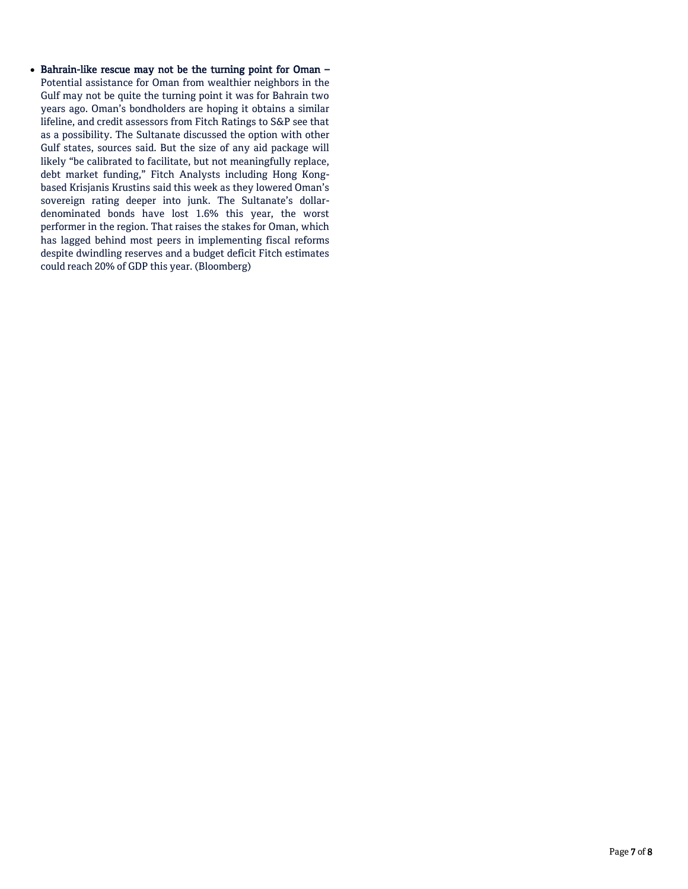- **Bahrain-like rescue may not be the turning point for Oman –** Potential assistance for Oman from wealthier neighbors in the Gulf may not be quite the turning point it was for Bahrain two years ago. Oman's bondholders are hoping it obtains a similar lifeline, and credit assessors from Fitch Ratings to S&P see that as a possibility. The Sultanate discussed the option with other Gulf states, sources said. But the size of any aid package will likely "be calibrated to facilitate, but not meaningfully replace, debt market funding," Fitch Analysts including Hong Kong-based Krisjanis Krustins said this week as they lowered Oman's sovereign rating deeper into junk. The Sultanate's dollar-denominated bonds have lost 1.6% this year, the worst performer in the region. That raises the stakes for Oman, which has lagged behind most peers in implementing fiscal reforms despite dwindling reserves and a budget deficit Fitch estimates could reach 20% of GDP this year. (Bloomberg)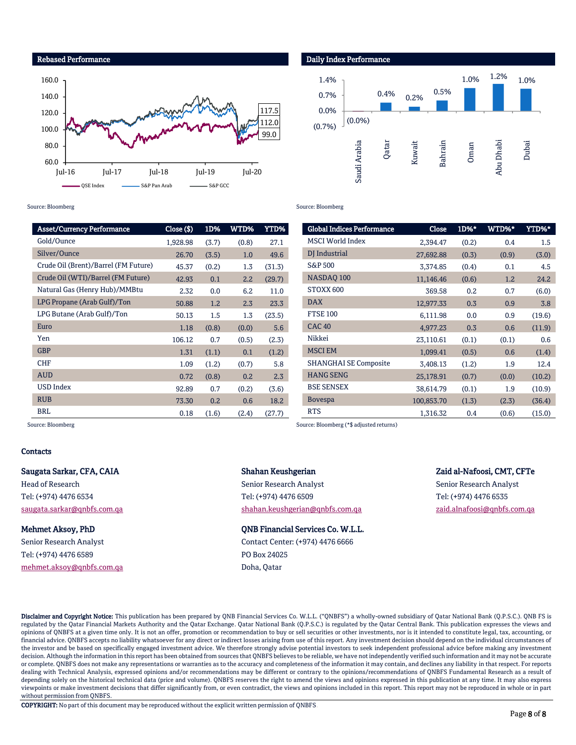## Rebased Performance

160.0
140.0
120.0
100.0
80.0
60.0

Jul-16
Jul-17
Jul-18
Jul-19
Jul-20

117.5
112.0
99.0

QSE Index
S&P Pan Arab
S&P GCC

Source: Bloomberg

## Daily Index Performance

1.4%
0.7%
0.0%
(0.7%)

(0.0%)
0.4%
0.2%
0.5%
1.0%
1.2%
1.0%

Saudi Arabia
Qatar
Kuwait
Bahrain
Oman
Abu Dhabi
Dubai

Source: Bloomberg

| Asset/Currency Performance | Close ($) | 1D% | WTD% | YTD% |
|---|---|---|---|---|
| Gold/Ounce | 1,928.98 | (3.7) | (0.8) | 27.1 |
| Silver/Ounce | 26.70 | (3.5) | 1.0 | 49.6 |
| Crude Oil (Brent)/Barrel (FM Future) | 45.37 | (0.2) | 1.3 | (31.3) |
| Crude Oil (WTI)/Barrel (FM Future) | 42.93 | 0.1 | 2.2 | (29.7) |
| Natural Gas (Henry Hub)/MMBtu | 2.32 | 0.0 | 6.2 | 11.0 |
| LPG Propane (Arab Gulf)/Ton | 50.88 | 1.2 | 2.3 | 23.3 |
| LPG Butane (Arab Gulf)/Ton | 50.13 | 1.5 | 1.3 | (23.5) |
| Euro | 1.18 | (0.8) | (0.0) | 5.6 |
| Yen | 106.12 | 0.7 | (0.5) | (2.3) |
| GBP | 1.31 | (1.1) | 0.1 | (1.2) |
| CHF | 1.09 | (1.2) | (0.7) | 5.8 |
| AUD | 0.72 | (0.8) | 0.2 | 2.3 |
| USD Index | 92.89 | 0.7 | (0.2) | (3.6) |
| RUB | 73.30 | 0.2 | 0.6 | 18.2 |
| BRL | 0.18 | (1.6) | (2.4) | (27.7) |

Source: Bloomberg

| Global Indices Performance | Close | 1D%* | WTD%* | YTD%* |
|---|---|---|---|---|
| MSCI World Index | 2,394.47 | (0.2) | 0.4 | 1.5 |
| DJ Industrial | 27,692.88 | (0.3) | (0.9) | (3.0) |
| S&P 500 | 3,374.85 | (0.4) | 0.1 | 4.5 |
| NASDAQ 100 | 11,146.46 | (0.6) | 1.2 | 24.2 |
| STOXX 600 | 369.58 | 0.2 | 0.7 | (6.0) |
| DAX | 12,977.33 | 0.3 | 0.9 | 3.8 |
| FTSE 100 | 6,111.98 | 0.0 | 0.9 | (19.6) |
| CAC 40 | 4,977.23 | 0.3 | 0.6 | (11.9) |
| Nikkei | 23,110.61 | (0.1) | (0.1) | 0.6 |
| MSCI EM | 1,099.41 | (0.5) | 0.6 | (1.4) |
| SHANGHAI SE Composite | 3,408.13 | (1.2) | 1.9 | 12.4 |
| HANG SENG | 25,178.91 | (0.7) | (0.0) | (10.2) |
| BSE SENSEX | 38,614.79 | (0.1) | 1.9 | (10.9) |
| Bovespa | 100,853.70 | (1.3) | (2.3) | (36.4) |
| RTS | 1,316.32 | 0.4 | (0.6) | (15.0) |

Source: Bloomberg (*$ adjusted returns)

### Contacts

**Saugata Sarkar, CFA, CAIA**
Head of Research
Tel: (+974) 4476 6534
saugata.sarkar@qnbfs.com.qa

**Shahan Keushgerian**
Senior Research Analyst
Tel: (+974) 4476 6509
shahan.keushgerian@qnbfs.com.qa

**Zaid al-Nafoosi, CMT, CFTe**
Senior Research Analyst
Tel: (+974) 4476 6535
zaid.alnafoosi@qnbfs.com.qa

**Mehmet Aksoy, PhD**
Senior Research Analyst
Tel: (+974) 4476 6589
mehmet.aksoy@qnbfs.com.qa

**QNB Financial Services Co. W.L.L.**
Contact Center: (+974) 4476 6666
PO Box 24025
Doha, Qatar

**Disclaimer and Copyright Notice:** This publication has been prepared by QNB Financial Services Co. W.L.L. ("QNBFS") a wholly-owned subsidiary of Qatar National Bank (Q.P.S.C.). QNB FS is regulated by the Qatar Financial Markets Authority and the Qatar Exchange. Qatar National Bank (Q.P.S.C.) is regulated by the Qatar Central Bank. This publication expresses the views and opinions of QNBFS at a given time only. It is not an offer, promotion or recommendation to buy or sell securities or other investments, nor is it intended to constitute legal, tax, accounting, or financial advice. QNBFS accepts no liability whatsoever for any direct or indirect losses arising from use of this report. Any investment decision should depend on the individual circumstances of the investor and be based on specifically engaged investment advice. We therefore strongly advise potential investors to seek independent professional advice before making any investment decision. Although the information in this report has been obtained from sources that QNBFS believes to be reliable, we have not independently verified such information and it may not be accurate or complete. QNBFS does not make any representations or warranties as to the accuracy and completeness of the information it may contain, and declines any liability in that respect. For reports dealing with Technical Analysis, expressed opinions and/or recommendations may be different or contrary to the opinions/recommendations of QNBFS Fundamental Research as a result of depending solely on the historical technical data (price and volume). QNBFS reserves the right to amend the views and opinions expressed in this publication at any time. It may also express viewpoints or make investment decisions that differ significantly from, or even contradict, the views and opinions included in this report. This report may not be reproduced in whole or in part without permission from QNBFS.

**COPYRIGHT:** No part of this document may be reproduced without the explicit written permission of QNBFS